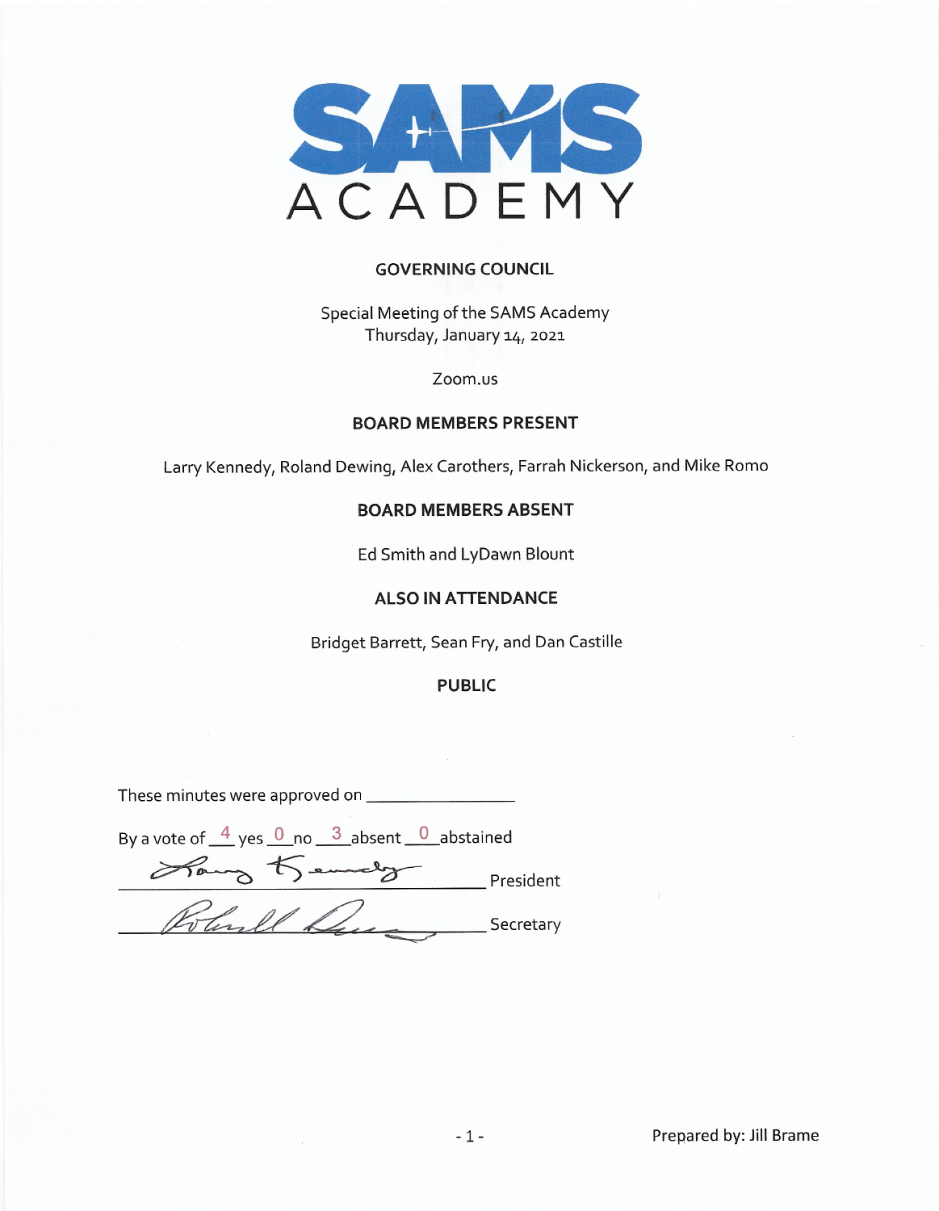# SAMS ACADEMY

## GOVERNING COUNCIL

Special Meeting of the SAMS Academy
Thursday, January 14, 2021

Zoom.us

### BOARD MEMBERS PRESENT

Larry Kennedy, Roland Dewing, Alex Carothers, Farrah Nickerson, and Mike Romo

### BOARD MEMBERS ABSENT

Ed Smith and LyDawn Blount

### ALSO IN ATTENDANCE

Bridget Barrett, Sean Fry, and Dan Castille

### PUBLIC

These minutes were approved on ________________

By a vote of 4 yes 0 no 3 absent 0 abstained

________________ President

________________ Secretary

Prepared by: Jill Brame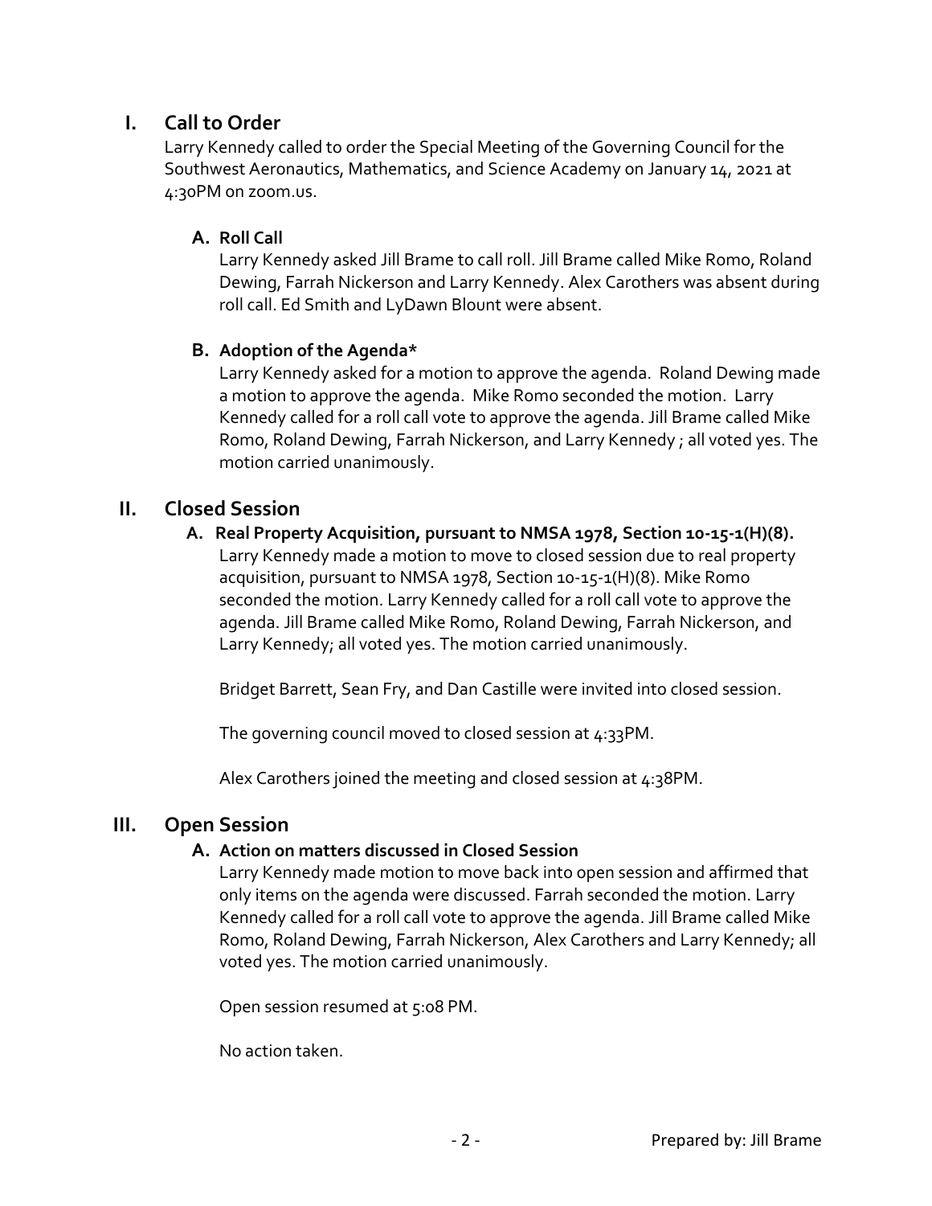## I. Call to Order

Larry Kennedy called to order the Special Meeting of the Governing Council for the Southwest Aeronautics, Mathematics, and Science Academy on January 14, 2021 at 4:30PM on zoom.us.

### A. Roll Call

Larry Kennedy asked Jill Brame to call roll. Jill Brame called Mike Romo, Roland Dewing, Farrah Nickerson and Larry Kennedy. Alex Carothers was absent during roll call. Ed Smith and LyDawn Blount were absent.

### B. Adoption of the Agenda*

Larry Kennedy asked for a motion to approve the agenda. Roland Dewing made a motion to approve the agenda. Mike Romo seconded the motion. Larry Kennedy called for a roll call vote to approve the agenda. Jill Brame called Mike Romo, Roland Dewing, Farrah Nickerson, and Larry Kennedy ; all voted yes. The motion carried unanimously.

## II. Closed Session

### A. Real Property Acquisition, pursuant to NMSA 1978, Section 10-15-1(H)(8).

Larry Kennedy made a motion to move to closed session due to real property acquisition, pursuant to NMSA 1978, Section 10-15-1(H)(8). Mike Romo seconded the motion. Larry Kennedy called for a roll call vote to approve the agenda. Jill Brame called Mike Romo, Roland Dewing, Farrah Nickerson, and Larry Kennedy; all voted yes. The motion carried unanimously.

Bridget Barrett, Sean Fry, and Dan Castille were invited into closed session.

The governing council moved to closed session at 4:33PM.

Alex Carothers joined the meeting and closed session at 4:38PM.

## III. Open Session

### A. Action on matters discussed in Closed Session

Larry Kennedy made motion to move back into open session and affirmed that only items on the agenda were discussed. Farrah seconded the motion. Larry Kennedy called for a roll call vote to approve the agenda. Jill Brame called Mike Romo, Roland Dewing, Farrah Nickerson, Alex Carothers and Larry Kennedy; all voted yes. The motion carried unanimously.

Open session resumed at 5:08 PM.

No action taken.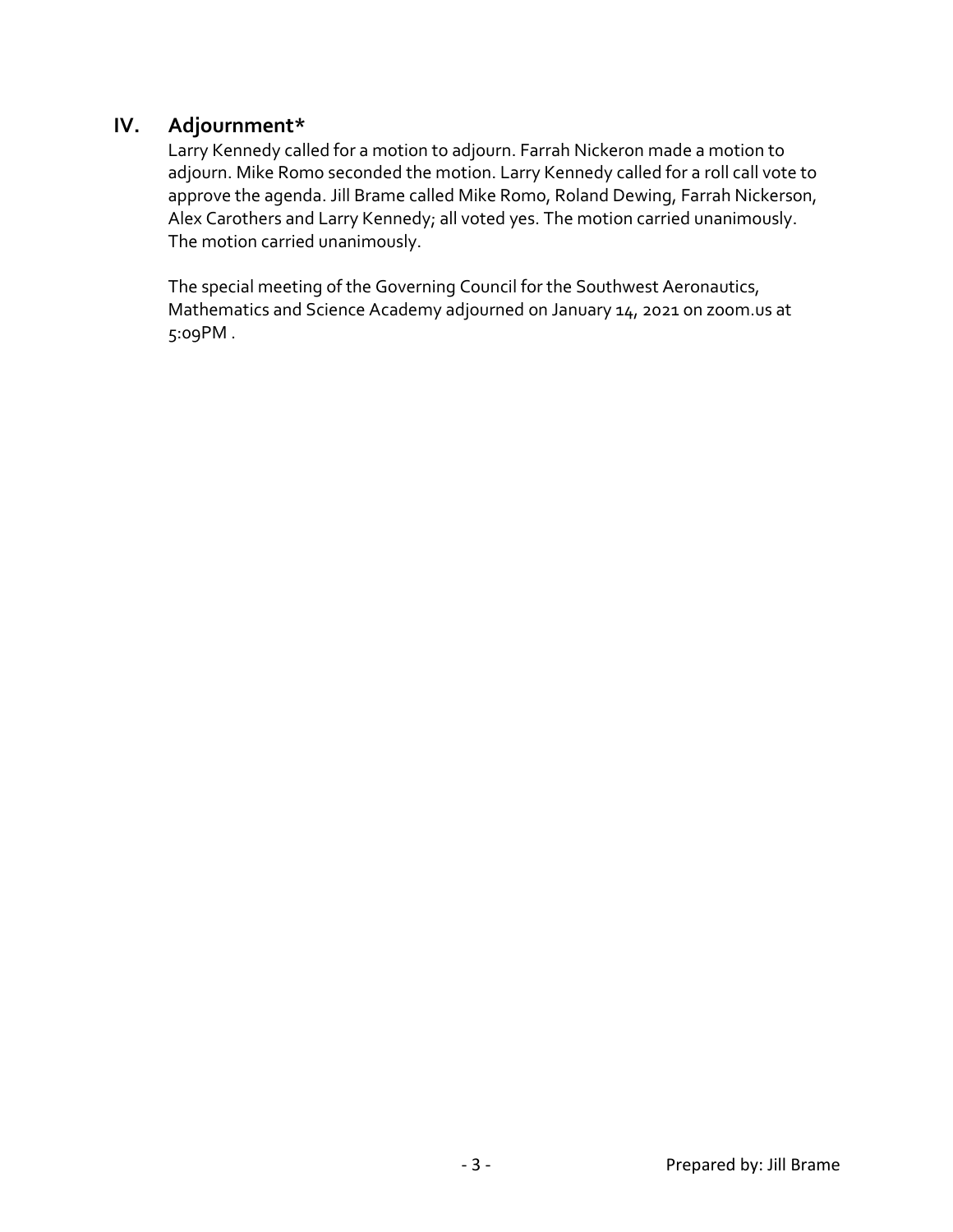## IV. Adjournment*

Larry Kennedy called for a motion to adjourn. Farrah Nickeron made a motion to adjourn. Mike Romo seconded the motion. Larry Kennedy called for a roll call vote to approve the agenda. Jill Brame called Mike Romo, Roland Dewing, Farrah Nickerson, Alex Carothers and Larry Kennedy; all voted yes. The motion carried unanimously. The motion carried unanimously.

The special meeting of the Governing Council for the Southwest Aeronautics, Mathematics and Science Academy adjourned on January 14, 2021 on zoom.us at 5:09PM .

Prepared by: Jill Brame